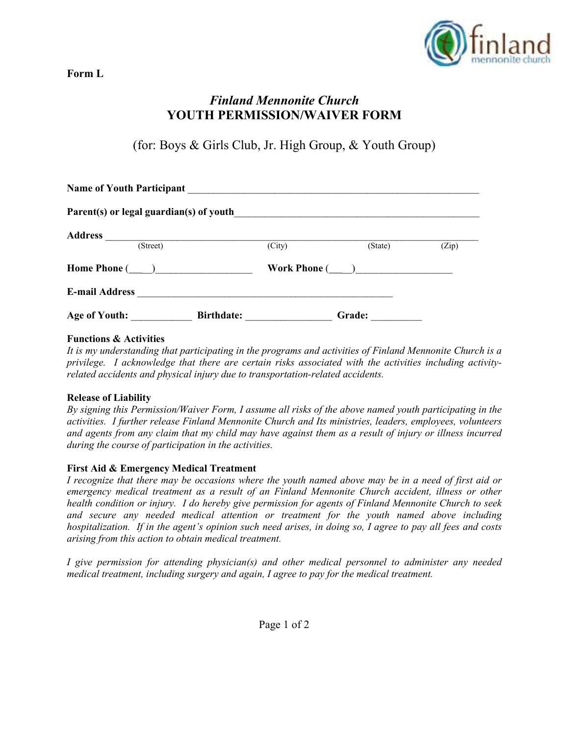**Form L**

# *Finland Mennonite Church*
# YOUTH PERMISSION/WAIVER FORM

(for: Boys & Girls Club, Jr. High Group, & Youth Group)

**Name of Youth Participant** ____________________________________________________________

**Parent(s) or legal guardian(s) of youth**__________________________________________________

**Address** ______________________________________________________________________________
(Street) (City) (State) (Zip)

**Home Phone** (____)___________________ **Work Phone** (____)___________________

**E-mail Address** _____________________________________________________

**Age of Youth:** ____________ **Birthdate:** _________________ **Grade:** __________

**Functions & Activities**

*It is my understanding that participating in the programs and activities of Finland Mennonite Church is a privilege. I acknowledge that there are certain risks associated with the activities including activity-related accidents and physical injury due to transportation-related accidents.*

**Release of Liability**

*By signing this Permission/Waiver Form, I assume all risks of the above named youth participating in the activities. I further release Finland Mennonite Church and Its ministries, leaders, employees, volunteers and agents from any claim that my child may have against them as a result of injury or illness incurred during the course of participation in the activities.*

**First Aid & Emergency Medical Treatment**

*I recognize that there may be occasions where the youth named above may be in a need of first aid or emergency medical treatment as a result of an Finland Mennonite Church accident, illness or other health condition or injury. I do hereby give permission for agents of Finland Mennonite Church to seek and secure any needed medical attention or treatment for the youth named above including hospitalization. If in the agent's opinion such need arises, in doing so, I agree to pay all fees and costs arising from this action to obtain medical treatment.*

*I give permission for attending physician(s) and other medical personnel to administer any needed medical treatment, including surgery and again, I agree to pay for the medical treatment.*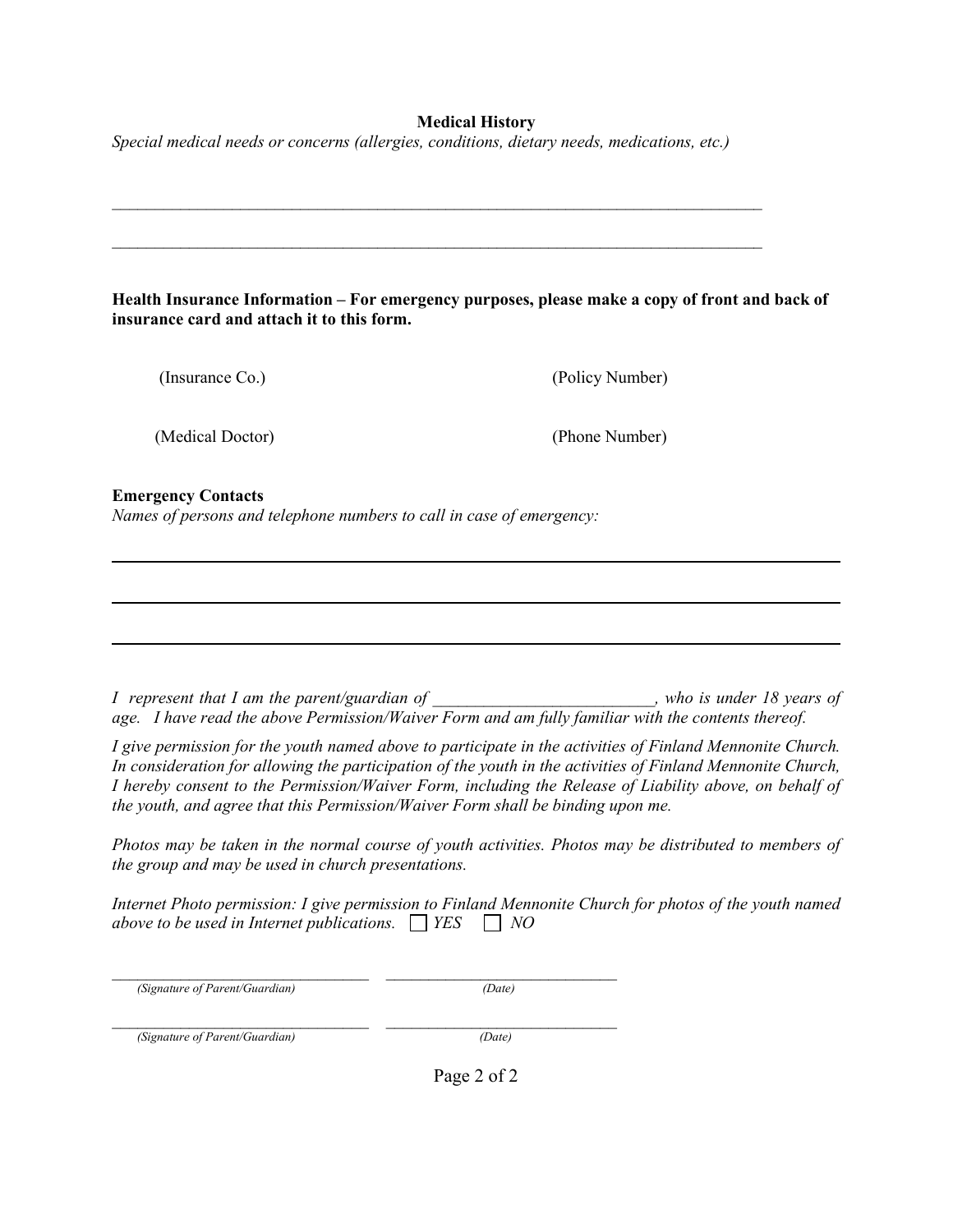**Medical History**

*Special medical needs or concerns (allergies, conditions, dietary needs, medications, etc.)*

\_\_\_\_\_\_\_\_\_\_\_\_\_\_\_\_\_\_\_\_\_\_\_\_\_\_\_\_\_\_\_\_\_\_\_\_\_\_\_\_\_\_\_\_\_\_\_\_\_\_\_\_\_\_\_\_\_\_\_\_\_\_\_\_\_\_\_\_\_\_\_\_\_\_\_\_\_\_

\_\_\_\_\_\_\_\_\_\_\_\_\_\_\_\_\_\_\_\_\_\_\_\_\_\_\_\_\_\_\_\_\_\_\_\_\_\_\_\_\_\_\_\_\_\_\_\_\_\_\_\_\_\_\_\_\_\_\_\_\_\_\_\_\_\_\_\_\_\_\_\_\_\_\_\_\_\_

**Health Insurance Information – For emergency purposes, please make a copy of front and back of insurance card and attach it to this form.**

(Insurance Co.)                                        (Policy Number)

(Medical Doctor)                                        (Phone Number)

**Emergency Contacts**

*Names of persons and telephone numbers to call in case of emergency:*

\_\_\_\_\_\_\_\_\_\_\_\_\_\_\_\_\_\_\_\_\_\_\_\_\_\_\_\_\_\_\_\_\_\_\_\_\_\_\_\_\_\_\_\_\_\_\_\_\_\_\_\_\_\_\_\_\_\_\_\_\_\_\_\_\_\_\_\_\_\_\_\_\_\_\_\_\_\_

\_\_\_\_\_\_\_\_\_\_\_\_\_\_\_\_\_\_\_\_\_\_\_\_\_\_\_\_\_\_\_\_\_\_\_\_\_\_\_\_\_\_\_\_\_\_\_\_\_\_\_\_\_\_\_\_\_\_\_\_\_\_\_\_\_\_\_\_\_\_\_\_\_\_\_\_\_\_

\_\_\_\_\_\_\_\_\_\_\_\_\_\_\_\_\_\_\_\_\_\_\_\_\_\_\_\_\_\_\_\_\_\_\_\_\_\_\_\_\_\_\_\_\_\_\_\_\_\_\_\_\_\_\_\_\_\_\_\_\_\_\_\_\_\_\_\_\_\_\_\_\_\_\_\_\_\_

*I represent that I am the parent/guardian of \_\_\_\_\_\_\_\_\_\_\_\_\_\_\_\_\_\_\_\_\_\_\_\_\_\_, who is under 18 years of age. I have read the above Permission/Waiver Form and am fully familiar with the contents thereof.*

*I give permission for the youth named above to participate in the activities of Finland Mennonite Church. In consideration for allowing the participation of the youth in the activities of Finland Mennonite Church, I hereby consent to the Permission/Waiver Form, including the Release of Liability above, on behalf of the youth, and agree that this Permission/Waiver Form shall be binding upon me.*

*Photos may be taken in the normal course of youth activities. Photos may be distributed to members of the group and may be used in church presentations.*

*Internet Photo permission: I give permission to Finland Mennonite Church for photos of the youth named above to be used in Internet publications.* ☐ *YES* ☐ *NO*

\_\_\_\_\_\_\_\_\_\_\_\_\_\_\_\_\_\_\_\_\_\_\_\_\_\_\_\_\_\_\_\_\_\_  \_\_\_\_\_\_\_\_\_\_\_\_\_\_\_\_\_\_\_\_\_\_\_\_\_\_\_\_\_\_

*(Signature of Parent/Guardian)*                    *(Date)*

\_\_\_\_\_\_\_\_\_\_\_\_\_\_\_\_\_\_\_\_\_\_\_\_\_\_\_\_\_\_\_\_\_\_  \_\_\_\_\_\_\_\_\_\_\_\_\_\_\_\_\_\_\_\_\_\_\_\_\_\_\_\_\_\_

*(Signature of Parent/Guardian)*                    *(Date)*